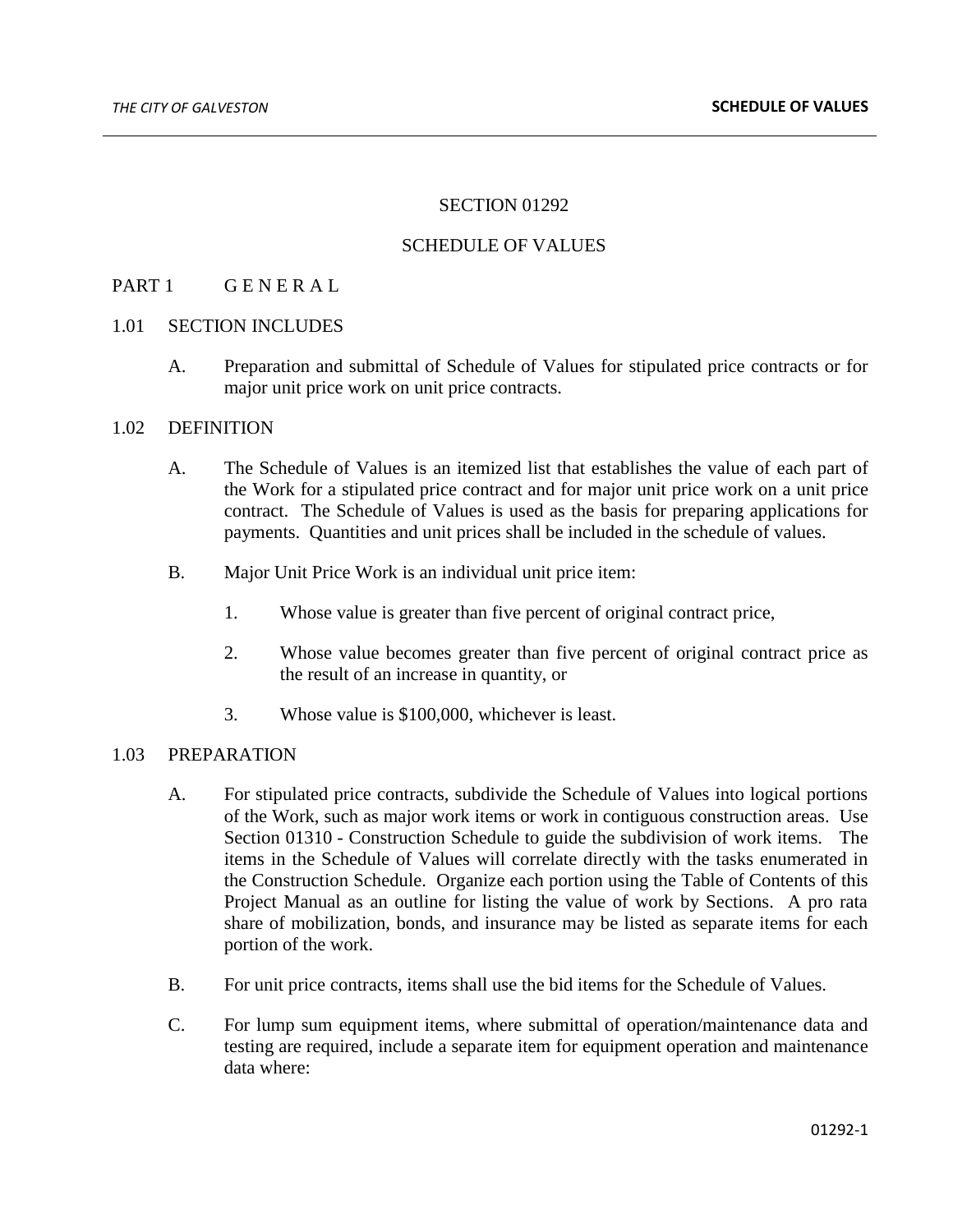# SECTION 01292

# SCHEDULE OF VALUES

## PART 1 G E N E R A L

### 1.01 SECTION INCLUDES

A. Preparation and submittal of Schedule of Values for stipulated price contracts or for major unit price work on unit price contracts.

### 1.02 DEFINITION

A. The Schedule of Values is an itemized list that establishes the value of each part of the Work for a stipulated price contract and for major unit price work on a unit price contract. The Schedule of Values is used as the basis for preparing applications for payments. Quantities and unit prices shall be included in the schedule of values.

B. Major Unit Price Work is an individual unit price item:

1. Whose value is greater than five percent of original contract price,

2. Whose value becomes greater than five percent of original contract price as the result of an increase in quantity, or

3. Whose value is $100,000, whichever is least.

### 1.03 PREPARATION

A. For stipulated price contracts, subdivide the Schedule of Values into logical portions of the Work, such as major work items or work in contiguous construction areas. Use Section 01310 - Construction Schedule to guide the subdivision of work items. The items in the Schedule of Values will correlate directly with the tasks enumerated in the Construction Schedule. Organize each portion using the Table of Contents of this Project Manual as an outline for listing the value of work by Sections. A pro rata share of mobilization, bonds, and insurance may be listed as separate items for each portion of the work.

B. For unit price contracts, items shall use the bid items for the Schedule of Values.

C. For lump sum equipment items, where submittal of operation/maintenance data and testing are required, include a separate item for equipment operation and maintenance data where: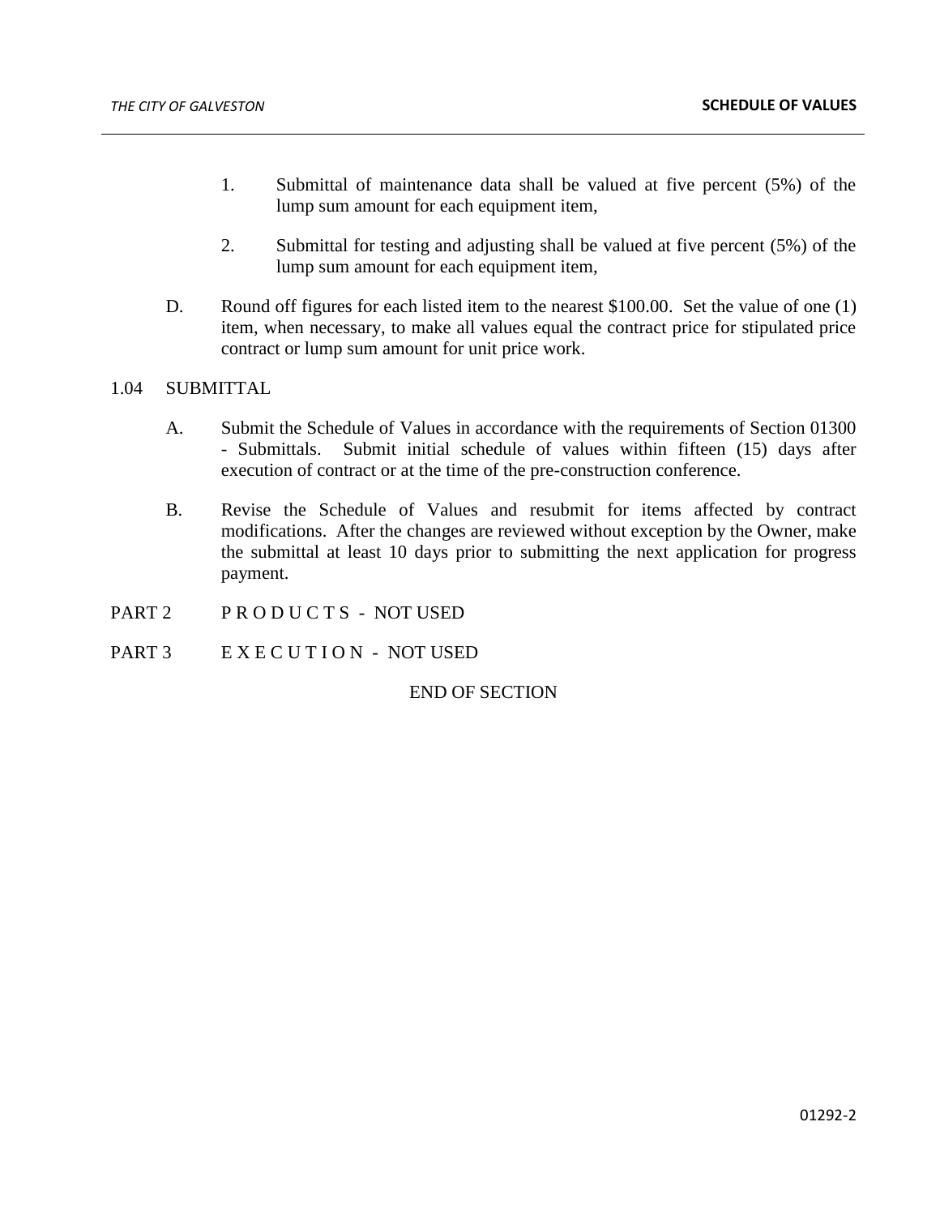1. Submittal of maintenance data shall be valued at five percent (5%) of the lump sum amount for each equipment item,

2. Submittal for testing and adjusting shall be valued at five percent (5%) of the lump sum amount for each equipment item,

D. Round off figures for each listed item to the nearest $100.00. Set the value of one (1) item, when necessary, to make all values equal the contract price for stipulated price contract or lump sum amount for unit price work.

## 1.04 SUBMITTAL

A. Submit the Schedule of Values in accordance with the requirements of Section 01300 - Submittals. Submit initial schedule of values within fifteen (15) days after execution of contract or at the time of the pre-construction conference.

B. Revise the Schedule of Values and resubmit for items affected by contract modifications. After the changes are reviewed without exception by the Owner, make the submittal at least 10 days prior to submitting the next application for progress payment.

## PART 2 P R O D U C T S - NOT USED

## PART 3 E X E C U T I O N - NOT USED

END OF SECTION